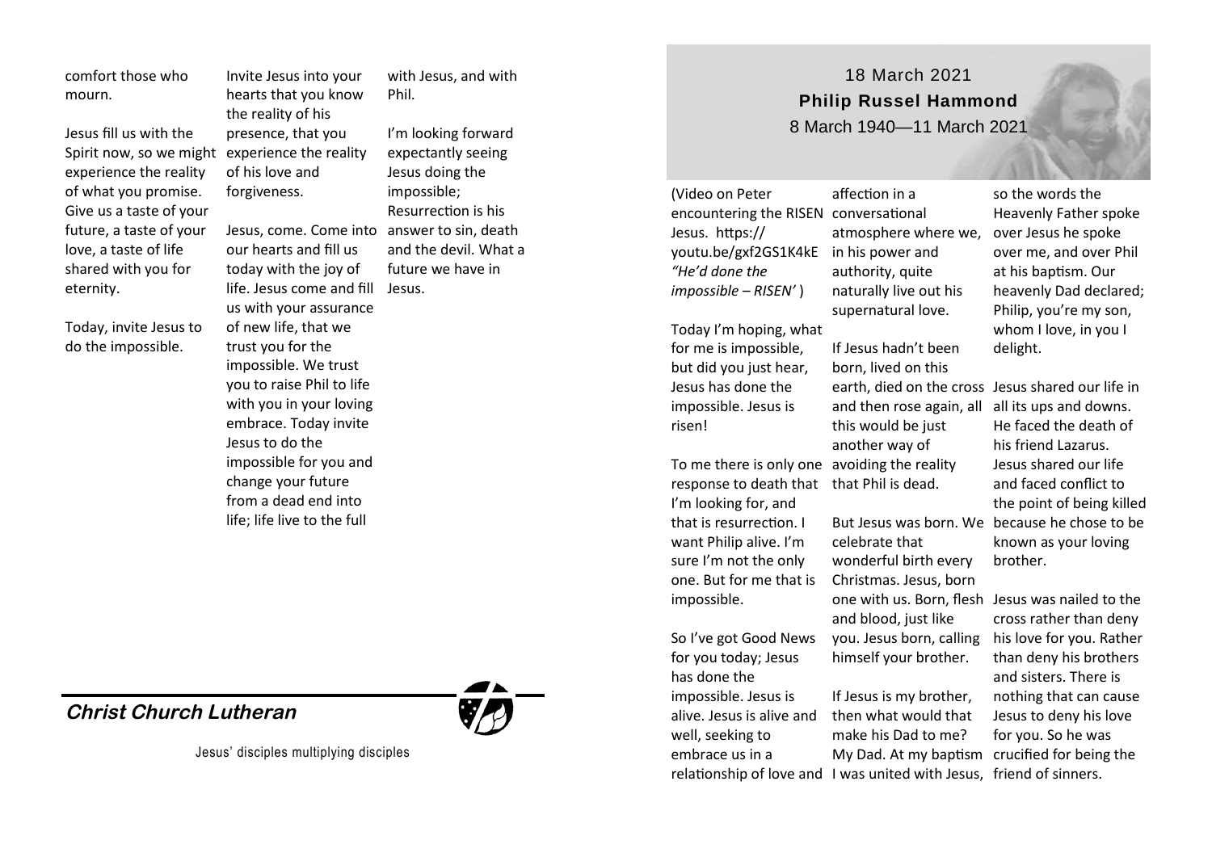comfort those who mourn.

Jesus fill us with the Spirit now, so we might experience the reality of what you promise. Give us a taste of your future, a taste of your love, a taste of life shared with you for eternity.

Today, invite Jesus to do the impossible.

Invite Jesus into your hearts that you know the reality of his presence, that you experience the reality of his love and forgiveness.

Jesus, come. Come into our hearts and fill us today with the joy of life. Jesus come and fill us with your assurance of new life, that we trust you for the impossible. We trust you to raise Phil to life with you in your loving embrace. Today invite Jesus to do the impossible for you and change your future from a dead end into life; life live to the full with Jesus, and with Phil.

I'm looking forward expectantly seeing Jesus doing the impossible; Resurrection is his answer to sin, death and the devil. What a future we have in Jesus.

**Christ Church Lutheran**

Jesus' disciples multiplying disciples

18 March 2021

**Philip Russel Hammond**

8 March 1940—11 March 2021

(Video on Peter encountering the RISEN Jesus. https://youtu.be/gxf2GS1K4kE *"He'd done the impossible – RISEN'* )

Today I'm hoping, what for me is impossible, but did you just hear, Jesus has done the impossible. Jesus is risen!

To me there is only one response to death that I'm looking for, and that is resurrection. I want Philip alive. I'm sure I'm not the only one. But for me that is impossible.

So I've got Good News for you today; Jesus has done the impossible. Jesus is alive. Jesus is alive and well, seeking to embrace us in a relationship of love and affection in a conversational atmosphere where we, in his power and authority, quite naturally live out his supernatural love.

If Jesus hadn't been born, lived on this earth, died on the cross and then rose again, all this would be just another way of avoiding the reality that Phil is dead.

But Jesus was born. We celebrate that wonderful birth every Christmas. Jesus, born one with us. Born, flesh and blood, just like you. Jesus born, calling himself your brother.

If Jesus is my brother, then what would that make his Dad to me? My Dad. At my baptism I was united with Jesus, so the words the Heavenly Father spoke over Jesus he spoke over me, and over Phil at his baptism. Our heavenly Dad declared; Philip, you're my son, whom I love, in you I delight.

Jesus shared our life in all its ups and downs. He faced the death of his friend Lazarus. Jesus shared our life and faced conflict to the point of being killed because he chose to be known as your loving brother.

Jesus was nailed to the cross rather than deny his love for you. Rather than deny his brothers and sisters. There is nothing that can cause Jesus to deny his love for you. So he was crucified for being the friend of sinners.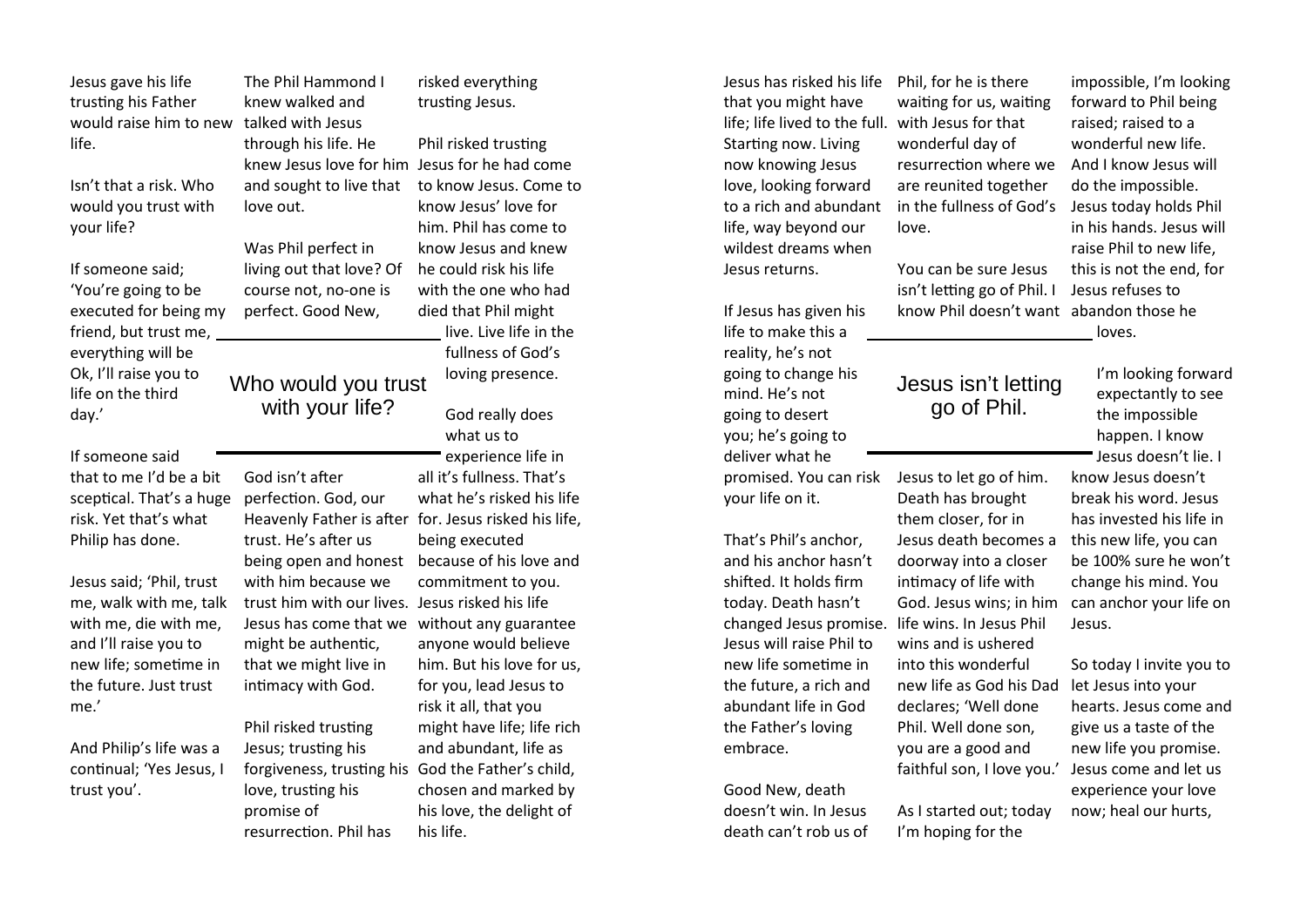Jesus gave his life trusting his Father would raise him to new life.

Isn't that a risk. Who would you trust with your life?

If someone said; 'You're going to be executed for being my friend, but trust me, everything will be Ok, I'll raise you to life on the third day.'

If someone said that to me I'd be a bit sceptical. That's a huge risk. Yet that's what Philip has done.

Jesus said; 'Phil, trust me, walk with me, talk with me, die with me, and I'll raise you to new life; sometime in the future. Just trust me.'

And Philip's life was a continual; 'Yes Jesus, I trust you'.

The Phil Hammond I knew walked and talked with Jesus through his life. He knew Jesus love for him and sought to live that love out.

Was Phil perfect in living out that love? Of course not, no-one is perfect. Good New,

## Who would you trust with your life?

God isn't after perfection. God, our Heavenly Father is after trust. He's after us being open and honest with him because we trust him with our lives. Jesus has come that we might be authentic, that we might live in intimacy with God.

Phil risked trusting Jesus; trusting his forgiveness, trusting his love, trusting his promise of resurrection. Phil has risked everything trusting Jesus.

Phil risked trusting Jesus for he had come to know Jesus. Come to know Jesus' love for him. Phil has come to know Jesus and knew he could risk his life with the one who had died that Phil might live. Live life in the fullness of God's loving presence.

God really does what us to experience life in all it's fullness. That's what he's risked his life for. Jesus risked his life, being executed because of his love and commitment to you. Jesus risked his life without any guarantee anyone would believe him. But his love for us, for you, lead Jesus to risk it all, that you might have life; life rich and abundant, life as God the Father's child, chosen and marked by his love, the delight of his life.

Jesus has risked his life that you might have life; life lived to the full. Starting now. Living now knowing Jesus love, looking forward to a rich and abundant life, way beyond our wildest dreams when Jesus returns.

If Jesus has given his life to make this a reality, he's not going to change his mind. He's not going to desert you; he's going to deliver what he promised. You can risk your life on it.

That's Phil's anchor, and his anchor hasn't shifted. It holds firm today. Death hasn't changed Jesus promise. Jesus will raise Phil to new life sometime in the future, a rich and abundant life in God the Father's loving embrace.

Good New, death doesn't win. In Jesus death can't rob us of Phil, for he is there waiting for us, waiting with Jesus for that wonderful day of resurrection where we are reunited together in the fullness of God's love.

You can be sure Jesus isn't letting go of Phil. I know Phil doesn't want

## Jesus isn't letting go of Phil.

Jesus to let go of him. Death has brought them closer, for in Jesus death becomes a doorway into a closer intimacy of life with God. Jesus wins; in him life wins. In Jesus Phil wins and is ushered into this wonderful new life as God his Dad declares; 'Well done Phil. Well done son, you are a good and faithful son, I love you.'

As I started out; today I'm hoping for the impossible, I'm looking forward to Phil being raised; raised to a wonderful new life. And I know Jesus will do the impossible. Jesus today holds Phil in his hands. Jesus will raise Phil to new life, this is not the end, for Jesus refuses to abandon those he loves.

I'm looking forward expectantly to see the impossible happen. I know Jesus doesn't lie. I know Jesus doesn't break his word. Jesus has invested his life in this new life, you can be 100% sure he won't change his mind. You can anchor your life on Jesus.

So today I invite you to let Jesus into your hearts. Jesus come and give us a taste of the new life you promise. Jesus come and let us experience your love now; heal our hurts,